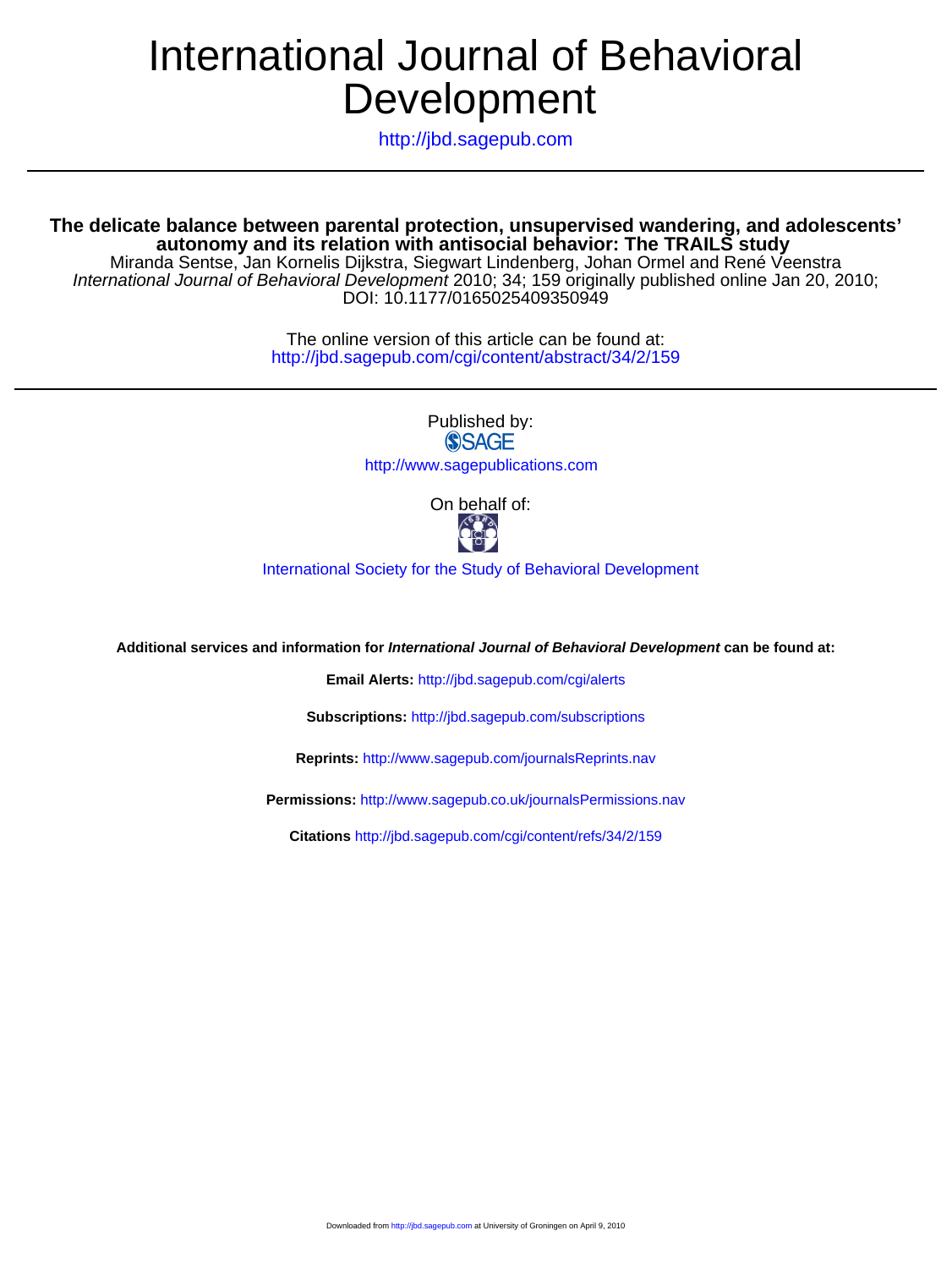# International Journal of Behavioral Development

http://jbd.sagepub.com

---

## The delicate balance between parental protection, unsupervised wandering, and adolescents' autonomy and its relation with antisocial behavior: The TRAILS study

Miranda Sentse, Jan Kornelis Dijkstra, Siegwart Lindenberg, Johan Ormel and René Veenstra

*International Journal of Behavioral Development* 2010; 34; 159 originally published online Jan 20, 2010;
DOI: 10.1177/0165025409350949

The online version of this article can be found at:
http://jbd.sagepub.com/cgi/content/abstract/34/2/159

---

Published by:
SAGE
http://www.sagepublications.com

On behalf of:

International Society for the Study of Behavioral Development

**Additional services and information for *International Journal of Behavioral Development* can be found at:**

**Email Alerts:** http://jbd.sagepub.com/cgi/alerts

**Subscriptions:** http://jbd.sagepub.com/subscriptions

**Reprints:** http://www.sagepub.com/journalsReprints.nav

**Permissions:** http://www.sagepub.co.uk/journalsPermissions.nav

**Citations** http://jbd.sagepub.com/cgi/content/refs/34/2/159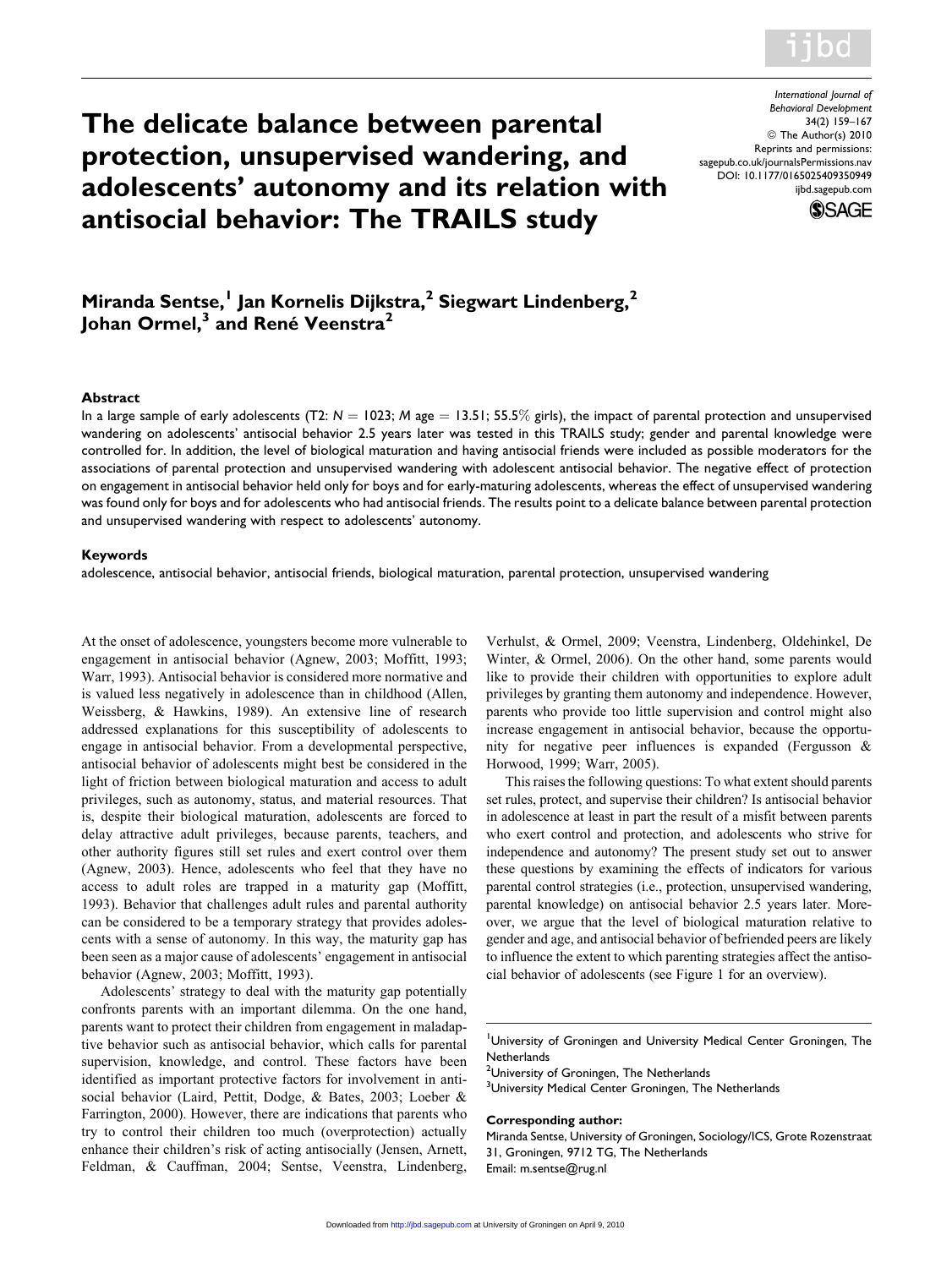# The delicate balance between parental protection, unsupervised wandering, and adolescents' autonomy and its relation with antisocial behavior: The TRAILS study

**Miranda Sentse,[1] Jan Kornelis Dijkstra,[2] Siegwart Lindenberg,[2] Johan Ormel,[3] and René Veenstra[2]**

### Abstract

In a large sample of early adolescents (T2: $N = 1023$; $M$ age $= 13.51$; 55.5% girls), the impact of parental protection and unsupervised wandering on adolescents' antisocial behavior 2.5 years later was tested in this TRAILS study; gender and parental knowledge were controlled for. In addition, the level of biological maturation and having antisocial friends were included as possible moderators for the associations of parental protection and unsupervised wandering with adolescent antisocial behavior. The negative effect of protection on engagement in antisocial behavior held only for boys and for early-maturing adolescents, whereas the effect of unsupervised wandering was found only for boys and for adolescents who had antisocial friends. The results point to a delicate balance between parental protection and unsupervised wandering with respect to adolescents' autonomy.

### Keywords

adolescence, antisocial behavior, antisocial friends, biological maturation, parental protection, unsupervised wandering

At the onset of adolescence, youngsters become more vulnerable to engagement in antisocial behavior (Agnew, 2003; Moffitt, 1993; Warr, 1993). Antisocial behavior is considered more normative and is valued less negatively in adolescence than in childhood (Allen, Weissberg, & Hawkins, 1989). An extensive line of research addressed explanations for this susceptibility of adolescents to engage in antisocial behavior. From a developmental perspective, antisocial behavior of adolescents might best be considered in the light of friction between biological maturation and access to adult privileges, such as autonomy, status, and material resources. That is, despite their biological maturation, adolescents are forced to delay attractive adult privileges, because parents, teachers, and other authority figures still set rules and exert control over them (Agnew, 2003). Hence, adolescents who feel that they have no access to adult roles are trapped in a maturity gap (Moffitt, 1993). Behavior that challenges adult rules and parental authority can be considered to be a temporary strategy that provides adolescents with a sense of autonomy. In this way, the maturity gap has been seen as a major cause of adolescents' engagement in antisocial behavior (Agnew, 2003; Moffitt, 1993).

Adolescents' strategy to deal with the maturity gap potentially confronts parents with an important dilemma. On the one hand, parents want to protect their children from engagement in maladaptive behavior such as antisocial behavior, which calls for parental supervision, knowledge, and control. These factors have been identified as important protective factors for involvement in antisocial behavior (Laird, Pettit, Dodge, & Bates, 2003; Loeber & Farrington, 2000). However, there are indications that parents who try to control their children too much (overprotection) actually enhance their children's risk of acting antisocially (Jensen, Arnett, Feldman, & Cauffman, 2004; Sentse, Veenstra, Lindenberg, Verhulst, & Ormel, 2009; Veenstra, Lindenberg, Oldehinkel, De Winter, & Ormel, 2006). On the other hand, some parents would like to provide their children with opportunities to explore adult privileges by granting them autonomy and independence. However, parents who provide too little supervision and control might also increase engagement in antisocial behavior, because the opportunity for negative peer influences is expanded (Fergusson & Horwood, 1999; Warr, 2005).

This raises the following questions: To what extent should parents set rules, protect, and supervise their children? Is antisocial behavior in adolescence at least in part the result of a misfit between parents who exert control and protection, and adolescents who strive for independence and autonomy? The present study set out to answer these questions by examining the effects of indicators for various parental control strategies (i.e., protection, unsupervised wandering, parental knowledge) on antisocial behavior 2.5 years later. Moreover, we argue that the level of biological maturation relative to gender and age, and antisocial behavior of befriended peers are likely to influence the extent to which parenting strategies affect the antisocial behavior of adolescents (see Figure 1 for an overview).

[1] University of Groningen and University Medical Center Groningen, The Netherlands
[2] University of Groningen, The Netherlands
[3] University Medical Center Groningen, The Netherlands

**Corresponding author:**
Miranda Sentse, University of Groningen, Sociology/ICS, Grote Rozenstraat 31, Groningen, 9712 TG, The Netherlands
Email: m.sentse@rug.nl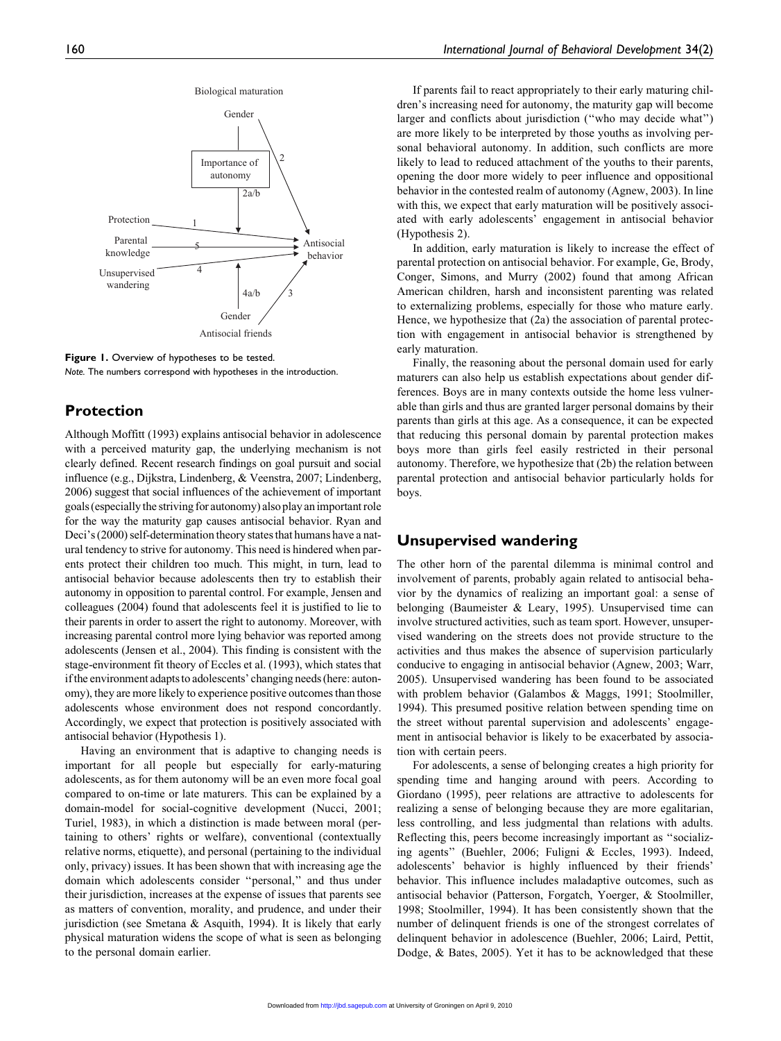Biological maturation

Gender

Importance of autonomy

2a/b

2

Protection 1

Parental knowledge 5

Unsupervised wandering 4

Antisocial behavior

4a/b

3

Gender

Antisocial friends

**Figure 1.** Overview of hypotheses to be tested.
*Note.* The numbers correspond with hypotheses in the introduction.

## Protection

Although Moffitt (1993) explains antisocial behavior in adolescence with a perceived maturity gap, the underlying mechanism is not clearly defined. Recent research findings on goal pursuit and social influence (e.g., Dijkstra, Lindenberg, & Veenstra, 2007; Lindenberg, 2006) suggest that social influences of the achievement of important goals (especially the striving for autonomy) also play an important role for the way the maturity gap causes antisocial behavior. Ryan and Deci's (2000) self-determination theory states that humans have a natural tendency to strive for autonomy. This need is hindered when parents protect their children too much. This might, in turn, lead to antisocial behavior because adolescents then try to establish their autonomy in opposition to parental control. For example, Jensen and colleagues (2004) found that adolescents feel it is justified to lie to their parents in order to assert the right to autonomy. Moreover, with increasing parental control more lying behavior was reported among adolescents (Jensen et al., 2004). This finding is consistent with the stage-environment fit theory of Eccles et al. (1993), which states that if the environment adapts to adolescents' changing needs (here: autonomy), they are more likely to experience positive outcomes than those adolescents whose environment does not respond concordantly. Accordingly, we expect that protection is positively associated with antisocial behavior (Hypothesis 1).

Having an environment that is adaptive to changing needs is important for all people but especially for early-maturing adolescents, as for them autonomy will be an even more focal goal compared to on-time or late maturers. This can be explained by a domain-model for social-cognitive development (Nucci, 2001; Turiel, 1983), in which a distinction is made between moral (pertaining to others' rights or welfare), conventional (contextually relative norms, etiquette), and personal (pertaining to the individual only, privacy) issues. It has been shown that with increasing age the domain which adolescents consider "personal," and thus under their jurisdiction, increases at the expense of issues that parents see as matters of convention, morality, and prudence, and under their jurisdiction (see Smetana & Asquith, 1994). It is likely that early physical maturation widens the scope of what is seen as belonging to the personal domain earlier.

If parents fail to react appropriately to their early maturing children's increasing need for autonomy, the maturity gap will become larger and conflicts about jurisdiction ("who may decide what") are more likely to be interpreted by those youths as involving personal behavioral autonomy. In addition, such conflicts are more likely to lead to reduced attachment of the youths to their parents, opening the door more widely to peer influence and oppositional behavior in the contested realm of autonomy (Agnew, 2003). In line with this, we expect that early maturation will be positively associated with early adolescents' engagement in antisocial behavior (Hypothesis 2).

In addition, early maturation is likely to increase the effect of parental protection on antisocial behavior. For example, Ge, Brody, Conger, Simons, and Murry (2002) found that among African American children, harsh and inconsistent parenting was related to externalizing problems, especially for those who mature early. Hence, we hypothesize that (2a) the association of parental protection with engagement in antisocial behavior is strengthened by early maturation.

Finally, the reasoning about the personal domain used for early maturers can also help us establish expectations about gender differences. Boys are in many contexts outside the home less vulnerable than girls and thus are granted larger personal domains by their parents than girls at this age. As a consequence, it can be expected that reducing this personal domain by parental protection makes boys more than girls feel easily restricted in their personal autonomy. Therefore, we hypothesize that (2b) the relation between parental protection and antisocial behavior particularly holds for boys.

## Unsupervised wandering

The other horn of the parental dilemma is minimal control and involvement of parents, probably again related to antisocial behavior by the dynamics of realizing an important goal: a sense of belonging (Baumeister & Leary, 1995). Unsupervised time can involve structured activities, such as team sport. However, unsupervised wandering on the streets does not provide structure to the activities and thus makes the absence of supervision particularly conducive to engaging in antisocial behavior (Agnew, 2003; Warr, 2005). Unsupervised wandering has been found to be associated with problem behavior (Galambos & Maggs, 1991; Stoolmiller, 1994). This presumed positive relation between spending time on the street without parental supervision and adolescents' engagement in antisocial behavior is likely to be exacerbated by association with certain peers.

For adolescents, a sense of belonging creates a high priority for spending time and hanging around with peers. According to Giordano (1995), peer relations are attractive to adolescents for realizing a sense of belonging because they are more egalitarian, less controlling, and less judgmental than relations with adults. Reflecting this, peers become increasingly important as "socializing agents" (Buehler, 2006; Fuligni & Eccles, 1993). Indeed, adolescents' behavior is highly influenced by their friends' behavior. This influence includes maladaptive outcomes, such as antisocial behavior (Patterson, Forgatch, Yoerger, & Stoolmiller, 1998; Stoolmiller, 1994). It has been consistently shown that the number of delinquent friends is one of the strongest correlates of delinquent behavior in adolescence (Buehler, 2006; Laird, Pettit, Dodge, & Bates, 2005). Yet it has to be acknowledged that these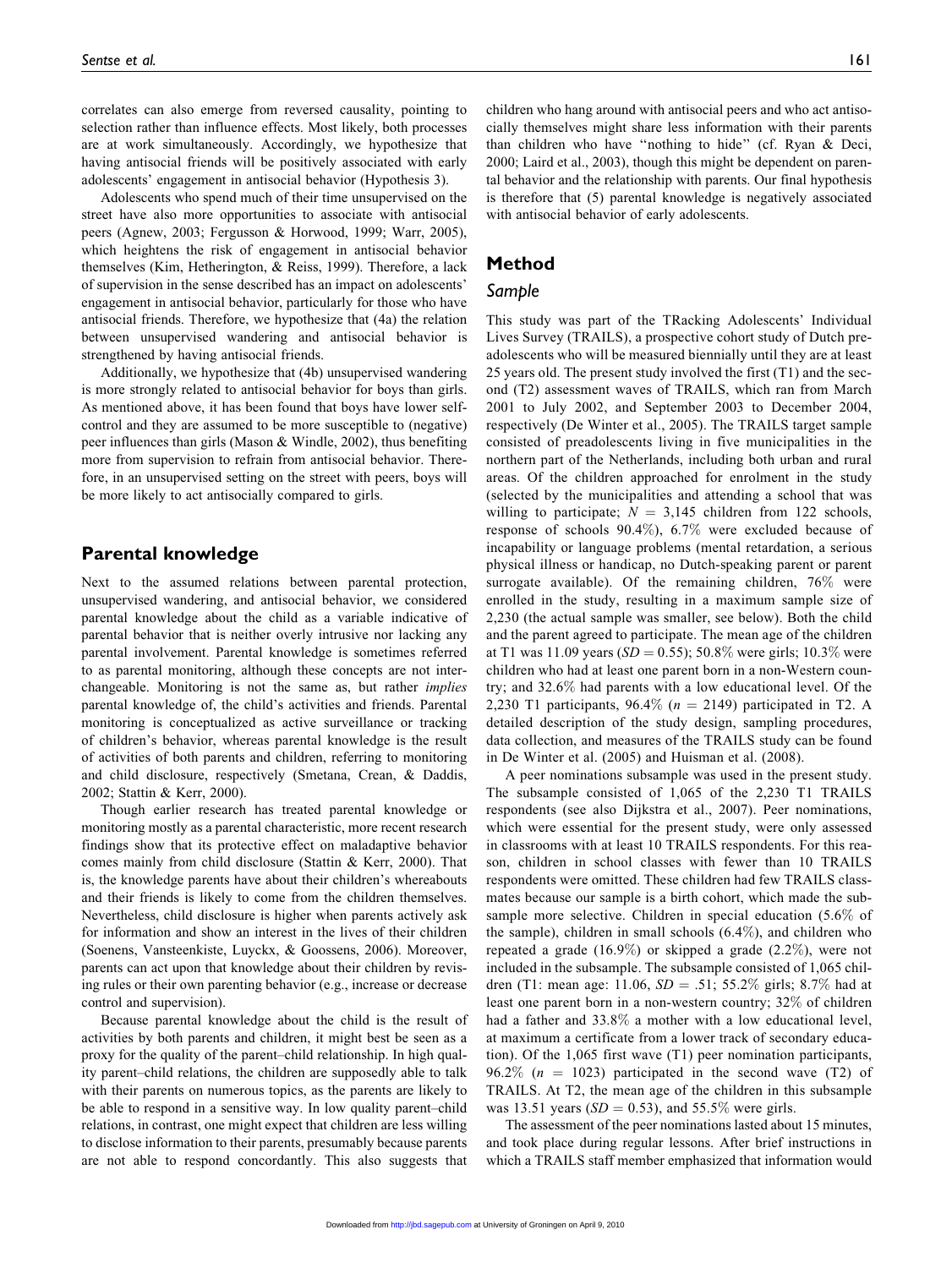correlates can also emerge from reversed causality, pointing to selection rather than influence effects. Most likely, both processes are at work simultaneously. Accordingly, we hypothesize that having antisocial friends will be positively associated with early adolescents' engagement in antisocial behavior (Hypothesis 3).

Adolescents who spend much of their time unsupervised on the street have also more opportunities to associate with antisocial peers (Agnew, 2003; Fergusson & Horwood, 1999; Warr, 2005), which heightens the risk of engagement in antisocial behavior themselves (Kim, Hetherington, & Reiss, 1999). Therefore, a lack of supervision in the sense described has an impact on adolescents' engagement in antisocial behavior, particularly for those who have antisocial friends. Therefore, we hypothesize that (4a) the relation between unsupervised wandering and antisocial behavior is strengthened by having antisocial friends.

Additionally, we hypothesize that (4b) unsupervised wandering is more strongly related to antisocial behavior for boys than girls. As mentioned above, it has been found that boys have lower self-control and they are assumed to be more susceptible to (negative) peer influences than girls (Mason & Windle, 2002), thus benefiting more from supervision to refrain from antisocial behavior. Therefore, in an unsupervised setting on the street with peers, boys will be more likely to act antisocially compared to girls.

## Parental knowledge

Next to the assumed relations between parental protection, unsupervised wandering, and antisocial behavior, we considered parental knowledge about the child as a variable indicative of parental behavior that is neither overly intrusive nor lacking any parental involvement. Parental knowledge is sometimes referred to as parental monitoring, although these concepts are not interchangeable. Monitoring is not the same as, but rather *implies* parental knowledge of, the child's activities and friends. Parental monitoring is conceptualized as active surveillance or tracking of children's behavior, whereas parental knowledge is the result of activities of both parents and children, referring to monitoring and child disclosure, respectively (Smetana, Crean, & Daddis, 2002; Stattin & Kerr, 2000).

Though earlier research has treated parental knowledge or monitoring mostly as a parental characteristic, more recent research findings show that its protective effect on maladaptive behavior comes mainly from child disclosure (Stattin & Kerr, 2000). That is, the knowledge parents have about their children's whereabouts and their friends is likely to come from the children themselves. Nevertheless, child disclosure is higher when parents actively ask for information and show an interest in the lives of their children (Soenens, Vansteenkiste, Luyckx, & Goossens, 2006). Moreover, parents can act upon that knowledge about their children by revising rules or their own parenting behavior (e.g., increase or decrease control and supervision).

Because parental knowledge about the child is the result of activities by both parents and children, it might best be seen as a proxy for the quality of the parent–child relationship. In high quality parent–child relations, the children are supposedly able to talk with their parents on numerous topics, as the parents are likely to be able to respond in a sensitive way. In low quality parent–child relations, in contrast, one might expect that children are less willing to disclose information to their parents, presumably because parents are not able to respond concordantly. This also suggests that children who hang around with antisocial peers and who act antisocially themselves might share less information with their parents than children who have "nothing to hide" (cf. Ryan & Deci, 2000; Laird et al., 2003), though this might be dependent on parental behavior and the relationship with parents. Our final hypothesis is therefore that (5) parental knowledge is negatively associated with antisocial behavior of early adolescents.

## Method

### Sample

This study was part of the TRacking Adolescents' Individual Lives Survey (TRAILS), a prospective cohort study of Dutch preadolescents who will be measured biennially until they are at least 25 years old. The present study involved the first (T1) and the second (T2) assessment waves of TRAILS, which ran from March 2001 to July 2002, and September 2003 to December 2004, respectively (De Winter et al., 2005). The TRAILS target sample consisted of preadolescents living in five municipalities in the northern part of the Netherlands, including both urban and rural areas. Of the children approached for enrolment in the study (selected by the municipalities and attending a school that was willing to participate; $N = 3{,}145$ children from 122 schools, response of schools 90.4%), 6.7% were excluded because of incapability or language problems (mental retardation, a serious physical illness or handicap, no Dutch-speaking parent or parent surrogate available). Of the remaining children, 76% were enrolled in the study, resulting in a maximum sample size of 2,230 (the actual sample was smaller, see below). Both the child and the parent agreed to participate. The mean age of the children at T1 was 11.09 years ($SD = 0.55$); 50.8% were girls; 10.3% were children who had at least one parent born in a non-Western country; and 32.6% had parents with a low educational level. Of the 2,230 T1 participants, 96.4% ($n = 2149$) participated in T2. A detailed description of the study design, sampling procedures, data collection, and measures of the TRAILS study can be found in De Winter et al. (2005) and Huisman et al. (2008).

A peer nominations subsample was used in the present study. The subsample consisted of 1,065 of the 2,230 T1 TRAILS respondents (see also Dijkstra et al., 2007). Peer nominations, which were essential for the present study, were only assessed in classrooms with at least 10 TRAILS respondents. For this reason, children in school classes with fewer than 10 TRAILS respondents were omitted. These children had few TRAILS classmates because our sample is a birth cohort, which made the subsample more selective. Children in special education (5.6% of the sample), children in small schools (6.4%), and children who repeated a grade (16.9%) or skipped a grade (2.2%), were not included in the subsample. The subsample consisted of 1,065 children (T1: mean age: 11.06, $SD = .51$; 55.2% girls; 8.7% had at least one parent born in a non-western country; 32% of children had a father and 33.8% a mother with a low educational level, at maximum a certificate from a lower track of secondary education). Of the 1,065 first wave (T1) peer nomination participants, 96.2% ($n = 1023$) participated in the second wave (T2) of TRAILS. At T2, the mean age of the children in this subsample was 13.51 years ($SD = 0.53$), and 55.5% were girls.

The assessment of the peer nominations lasted about 15 minutes, and took place during regular lessons. After brief instructions in which a TRAILS staff member emphasized that information would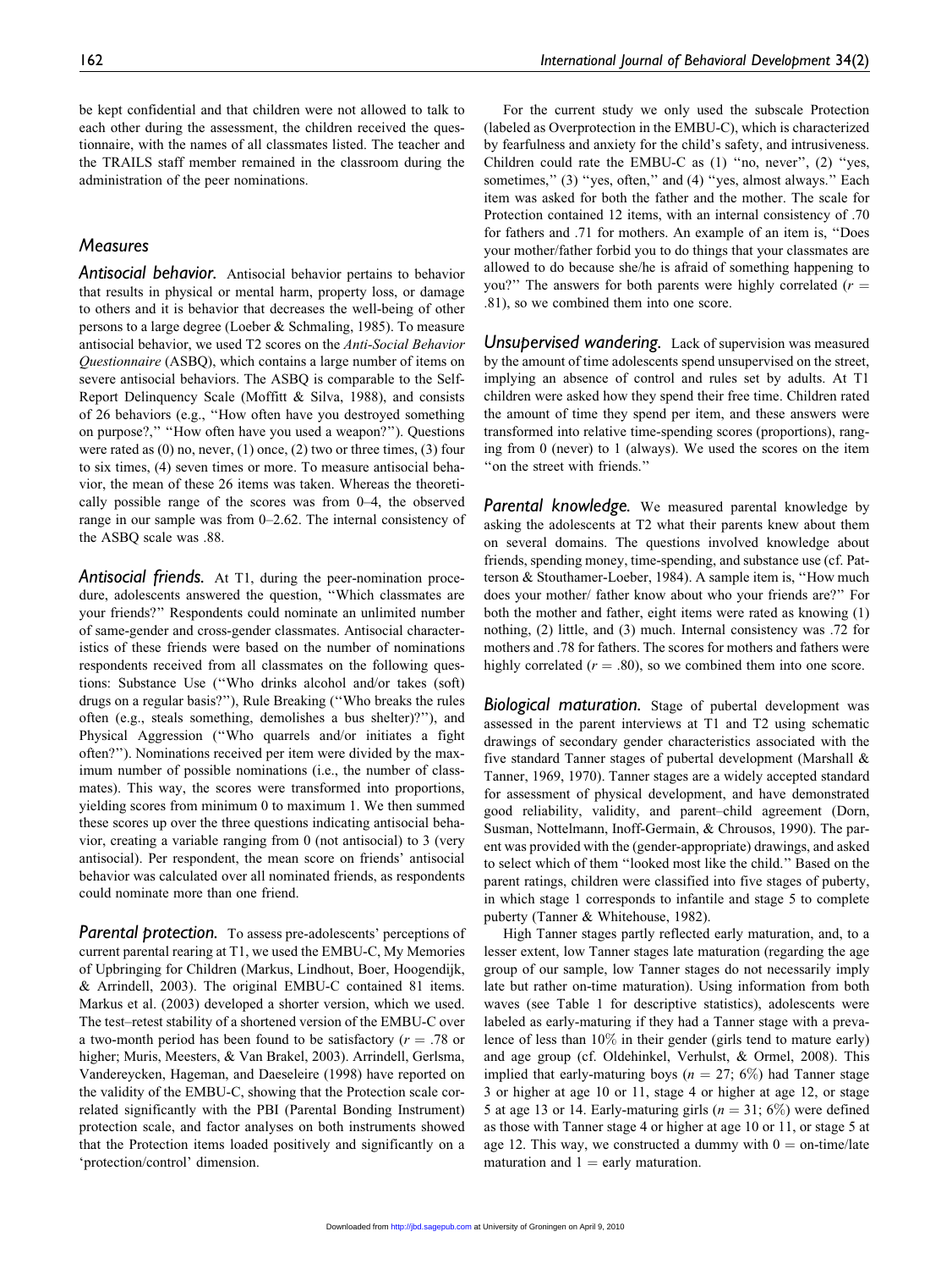be kept confidential and that children were not allowed to talk to each other during the assessment, the children received the questionnaire, with the names of all classmates listed. The teacher and the TRAILS staff member remained in the classroom during the administration of the peer nominations.

## Measures

### Antisocial behavior.

Antisocial behavior pertains to behavior that results in physical or mental harm, property loss, or damage to others and it is behavior that decreases the well-being of other persons to a large degree (Loeber & Schmaling, 1985). To measure antisocial behavior, we used T2 scores on the *Anti-Social Behavior Questionnaire* (ASBQ), which contains a large number of items on severe antisocial behaviors. The ASBQ is comparable to the Self-Report Delinquency Scale (Moffitt & Silva, 1988), and consists of 26 behaviors (e.g., "How often have you destroyed something on purpose?," "How often have you used a weapon?"). Questions were rated as (0) no, never, (1) once, (2) two or three times, (3) four to six times, (4) seven times or more. To measure antisocial behavior, the mean of these 26 items was taken. Whereas the theoretically possible range of the scores was from 0–4, the observed range in our sample was from 0–2.62. The internal consistency of the ASBQ scale was .88.

### Antisocial friends.

At T1, during the peer-nomination procedure, adolescents answered the question, "Which classmates are your friends?" Respondents could nominate an unlimited number of same-gender and cross-gender classmates. Antisocial characteristics of these friends were based on the number of nominations respondents received from all classmates on the following questions: Substance Use ("Who drinks alcohol and/or takes (soft) drugs on a regular basis?"), Rule Breaking ("Who breaks the rules often (e.g., steals something, demolishes a bus shelter)?"), and Physical Aggression ("Who quarrels and/or initiates a fight often?"). Nominations received per item were divided by the maximum number of possible nominations (i.e., the number of classmates). This way, the scores were transformed into proportions, yielding scores from minimum 0 to maximum 1. We then summed these scores up over the three questions indicating antisocial behavior, creating a variable ranging from 0 (not antisocial) to 3 (very antisocial). Per respondent, the mean score on friends' antisocial behavior was calculated over all nominated friends, as respondents could nominate more than one friend.

### Parental protection.

To assess pre-adolescents' perceptions of current parental rearing at T1, we used the EMBU-C, My Memories of Upbringing for Children (Markus, Lindhout, Boer, Hoogendijk, & Arrindell, 2003). The original EMBU-C contained 81 items. Markus et al. (2003) developed a shorter version, which we used. The test–retest stability of a shortened version of the EMBU-C over a two-month period has been found to be satisfactory ($r = .78$ or higher; Muris, Meesters, & Van Brakel, 2003). Arrindell, Gerlsma, Vandereycken, Hageman, and Daeseleire (1998) have reported on the validity of the EMBU-C, showing that the Protection scale correlated significantly with the PBI (Parental Bonding Instrument) protection scale, and factor analyses on both instruments showed that the Protection items loaded positively and significantly on a 'protection/control' dimension.

For the current study we only used the subscale Protection (labeled as Overprotection in the EMBU-C), which is characterized by fearfulness and anxiety for the child's safety, and intrusiveness. Children could rate the EMBU-C as (1) "no, never", (2) "yes, sometimes," (3) "yes, often," and (4) "yes, almost always." Each item was asked for both the father and the mother. The scale for Protection contained 12 items, with an internal consistency of .70 for fathers and .71 for mothers. An example of an item is, "Does your mother/father forbid you to do things that your classmates are allowed to do because she/he is afraid of something happening to you?" The answers for both parents were highly correlated ($r = .81$), so we combined them into one score.

### Unsupervised wandering.

Lack of supervision was measured by the amount of time adolescents spend unsupervised on the street, implying an absence of control and rules set by adults. At T1 children were asked how they spend their free time. Children rated the amount of time they spend per item, and these answers were transformed into relative time-spending scores (proportions), ranging from 0 (never) to 1 (always). We used the scores on the item "on the street with friends."

### Parental knowledge.

We measured parental knowledge by asking the adolescents at T2 what their parents knew about them on several domains. The questions involved knowledge about friends, spending money, time-spending, and substance use (cf. Patterson & Stouthamer-Loeber, 1984). A sample item is, "How much does your mother/ father know about who your friends are?" For both the mother and father, eight items were rated as knowing (1) nothing, (2) little, and (3) much. Internal consistency was .72 for mothers and .78 for fathers. The scores for mothers and fathers were highly correlated ($r = .80$), so we combined them into one score.

### Biological maturation.

Stage of pubertal development was assessed in the parent interviews at T1 and T2 using schematic drawings of secondary gender characteristics associated with the five standard Tanner stages of pubertal development (Marshall & Tanner, 1969, 1970). Tanner stages are a widely accepted standard for assessment of physical development, and have demonstrated good reliability, validity, and parent–child agreement (Dorn, Susman, Nottelmann, Inoff-Germain, & Chrousos, 1990). The parent was provided with the (gender-appropriate) drawings, and asked to select which of them "looked most like the child." Based on the parent ratings, children were classified into five stages of puberty, in which stage 1 corresponds to infantile and stage 5 to complete puberty (Tanner & Whitehouse, 1982).

High Tanner stages partly reflected early maturation, and, to a lesser extent, low Tanner stages late maturation (regarding the age group of our sample, low Tanner stages do not necessarily imply late but rather on-time maturation). Using information from both waves (see Table 1 for descriptive statistics), adolescents were labeled as early-maturing if they had a Tanner stage with a prevalence of less than 10% in their gender (girls tend to mature early) and age group (cf. Oldehinkel, Verhulst, & Ormel, 2008). This implied that early-maturing boys ($n = 27$; 6%) had Tanner stage 3 or higher at age 10 or 11, stage 4 or higher at age 12, or stage 5 at age 13 or 14. Early-maturing girls ($n = 31$; 6%) were defined as those with Tanner stage 4 or higher at age 10 or 11, or stage 5 at age 12. This way, we constructed a dummy with 0 = on-time/late maturation and 1 = early maturation.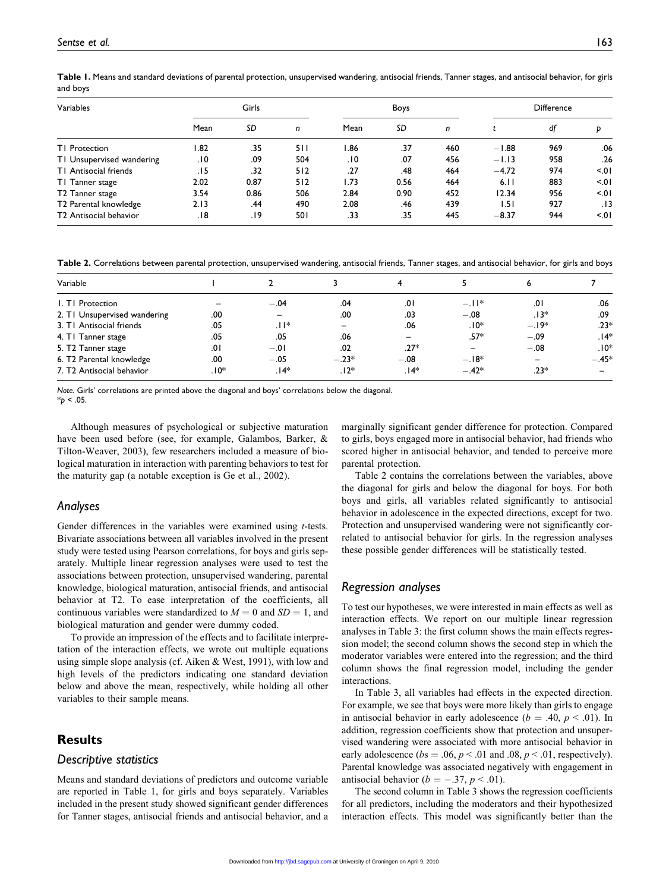**Table 1.** Means and standard deviations of parental protection, unsupervised wandering, antisocial friends, Tanner stages, and antisocial behavior, for girls and boys

| Variables | Girls | | | Boys | | | Difference | | |
|---|---|---|---|---|---|---|---|---|---|
| | Mean | *SD* | *n* | Mean | *SD* | *n* | *t* | *df* | *p* |
| T1 Protection | 1.82 | .35 | 511 | 1.86 | .37 | 460 | −1.88 | 969 | .06 |
| T1 Unsupervised wandering | .10 | .09 | 504 | .10 | .07 | 456 | −1.13 | 958 | .26 |
| T1 Antisocial friends | .15 | .32 | 512 | .27 | .48 | 464 | −4.72 | 974 | <.01 |
| T1 Tanner stage | 2.02 | 0.87 | 512 | 1.73 | 0.56 | 464 | 6.11 | 883 | <.01 |
| T2 Tanner stage | 3.54 | 0.86 | 506 | 2.84 | 0.90 | 452 | 12.34 | 956 | <.01 |
| T2 Parental knowledge | 2.13 | .44 | 490 | 2.08 | .46 | 439 | 1.51 | 927 | .13 |
| T2 Antisocial behavior | .18 | .19 | 501 | .33 | .35 | 445 | −8.37 | 944 | <.01 |

**Table 2.** Correlations between parental protection, unsupervised wandering, antisocial friends, Tanner stages, and antisocial behavior, for girls and boys

| Variable | 1 | 2 | 3 | 4 | 5 | 6 | 7 |
|---|---|---|---|---|---|---|---|
| 1. T1 Protection | – | −.04 | .04 | .01 | −.11* | .01 | .06 |
| 2. T1 Unsupervised wandering | .00 | – | .00 | .03 | −.08 | .13* | .09 |
| 3. T1 Antisocial friends | .05 | .11* | – | .06 | .10* | −.19* | .23* |
| 4. T1 Tanner stage | .05 | .05 | .06 | – | .57* | −.09 | .14* |
| 5. T2 Tanner stage | .01 | −.01 | .02 | .27* | – | −.08 | .10* |
| 6. T2 Parental knowledge | .00 | −.05 | −.23* | −.08 | −.18* | – | −.45* |
| 7. T2 Antisocial behavior | .10* | .14* | .12* | .14* | −.42* | .23* | – |

*Note.* Girls' correlations are printed above the diagonal and boys' correlations below the diagonal.
*$p < .05$.

Although measures of psychological or subjective maturation have been used before (see, for example, Galambos, Barker, & Tilton-Weaver, 2003), few researchers included a measure of biological maturation in interaction with parenting behaviors to test for the maturity gap (a notable exception is Ge et al., 2002).

### Analyses

Gender differences in the variables were examined using *t*-tests. Bivariate associations between all variables involved in the present study were tested using Pearson correlations, for boys and girls separately. Multiple linear regression analyses were used to test the associations between protection, unsupervised wandering, parental knowledge, biological maturation, antisocial friends, and antisocial behavior at T2. To ease interpretation of the coefficients, all continuous variables were standardized to $M = 0$ and $SD = 1$, and biological maturation and gender were dummy coded.

To provide an impression of the effects and to facilitate interpretation of the interaction effects, we wrote out multiple equations using simple slope analysis (cf. Aiken & West, 1991), with low and high levels of the predictors indicating one standard deviation below and above the mean, respectively, while holding all other variables to their sample means.

## Results

### Descriptive statistics

Means and standard deviations of predictors and outcome variable are reported in Table 1, for girls and boys separately. Variables included in the present study showed significant gender differences for Tanner stages, antisocial friends and antisocial behavior, and a marginally significant gender difference for protection. Compared to girls, boys engaged more in antisocial behavior, had friends who scored higher in antisocial behavior, and tended to perceive more parental protection.

Table 2 contains the correlations between the variables, above the diagonal for girls and below the diagonal for boys. For both boys and girls, all variables related significantly to antisocial behavior in adolescence in the expected directions, except for two. Protection and unsupervised wandering were not significantly correlated to antisocial behavior for girls. In the regression analyses these possible gender differences will be statistically tested.

### Regression analyses

To test our hypotheses, we were interested in main effects as well as interaction effects. We report on our multiple linear regression analyses in Table 3: the first column shows the main effects regression model; the second column shows the second step in which the moderator variables were entered into the regression; and the third column shows the final regression model, including the gender interactions.

In Table 3, all variables had effects in the expected direction. For example, we see that boys were more likely than girls to engage in antisocial behavior in early adolescence ($b = .40$, $p < .01$). In addition, regression coefficients show that protection and unsupervised wandering were associated with more antisocial behavior in early adolescence ($bs = .06$, $p < .01$ and $.08$, $p < .01$, respectively). Parental knowledge was associated negatively with engagement in antisocial behavior ($b = -.37$, $p < .01$).

The second column in Table 3 shows the regression coefficients for all predictors, including the moderators and their hypothesized interaction effects. This model was significantly better than the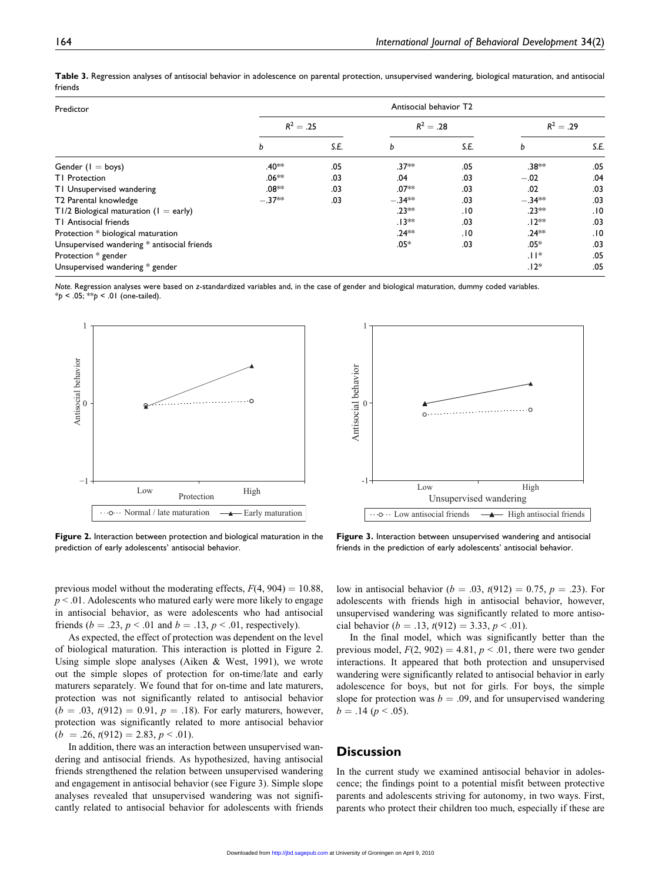**Table 3.** Regression analyses of antisocial behavior in adolescence on parental protection, unsupervised wandering, biological maturation, and antisocial friends

| Predictor | Antisocial behavior T2 | | | | | |
|---|---|---|---|---|---|---|
| | $R^2 = .25$ | | $R^2 = .28$ | | $R^2 = .29$ | |
| | *b* | *S.E.* | *b* | *S.E.* | *b* | *S.E.* |
| Gender (1 = boys) | .40** | .05 | .37** | .05 | .38** | .05 |
| T1 Protection | .06** | .03 | .04 | .03 | −.02 | .04 |
| T1 Unsupervised wandering | .08** | .03 | .07** | .03 | .02 | .03 |
| T2 Parental knowledge | −.37** | .03 | −.34** | .03 | −.34** | .03 |
| T1/2 Biological maturation (1 = early) | | | .23** | .10 | .23** | .10 |
| T1 Antisocial friends | | | .13** | .03 | .12** | .03 |
| Protection * biological maturation | | | .24** | .10 | .24** | .10 |
| Unsupervised wandering * antisocial friends | | | .05* | .03 | .05* | .03 |
| Protection * gender | | | | | .11* | .05 |
| Unsupervised wandering * gender | | | | | .12* | .05 |

*Note.* Regression analyses were based on z-standardized variables and, in the case of gender and biological maturation, dummy coded variables.
*$p < .05$; **$p < .01$ (one-tailed).

**Figure 2.** Interaction between protection and biological maturation in the prediction of early adolescents' antisocial behavior.

**Figure 3.** Interaction between unsupervised wandering and antisocial friends in the prediction of early adolescents' antisocial behavior.

previous model without the moderating effects, $F(4, 904) = 10.88$, $p < .01$. Adolescents who matured early were more likely to engage in antisocial behavior, as were adolescents who had antisocial friends ($b = .23$, $p < .01$ and $b = .13$, $p < .01$, respectively).

As expected, the effect of protection was dependent on the level of biological maturation. This interaction is plotted in Figure 2. Using simple slope analyses (Aiken & West, 1991), we wrote out the simple slopes of protection for on-time/late and early maturers separately. We found that for on-time and late maturers, protection was not significantly related to antisocial behavior ($b = .03$, $t(912) = 0.91$, $p = .18$). For early maturers, however, protection was significantly related to more antisocial behavior ($b = .26$, $t(912) = 2.83$, $p < .01$).

In addition, there was an interaction between unsupervised wandering and antisocial friends. As hypothesized, having antisocial friends strengthened the relation between unsupervised wandering and engagement in antisocial behavior (see Figure 3). Simple slope analyses revealed that unsupervised wandering was not significantly related to antisocial behavior for adolescents with friends low in antisocial behavior ($b = .03$, $t(912) = 0.75$, $p = .23$). For adolescents with friends high in antisocial behavior, however, unsupervised wandering was significantly related to more antisocial behavior ($b = .13$, $t(912) = 3.33$, $p < .01$).

In the final model, which was significantly better than the previous model, $F(2, 902) = 4.81$, $p < .01$, there were two gender interactions. It appeared that both protection and unsupervised wandering were significantly related to antisocial behavior in early adolescence for boys, but not for girls. For boys, the simple slope for protection was $b = .09$, and for unsupervised wandering $b = .14$ ($p < .05$).

## Discussion

In the current study we examined antisocial behavior in adolescence; the findings point to a potential misfit between protective parents and adolescents striving for autonomy, in two ways. First, parents who protect their children too much, especially if these are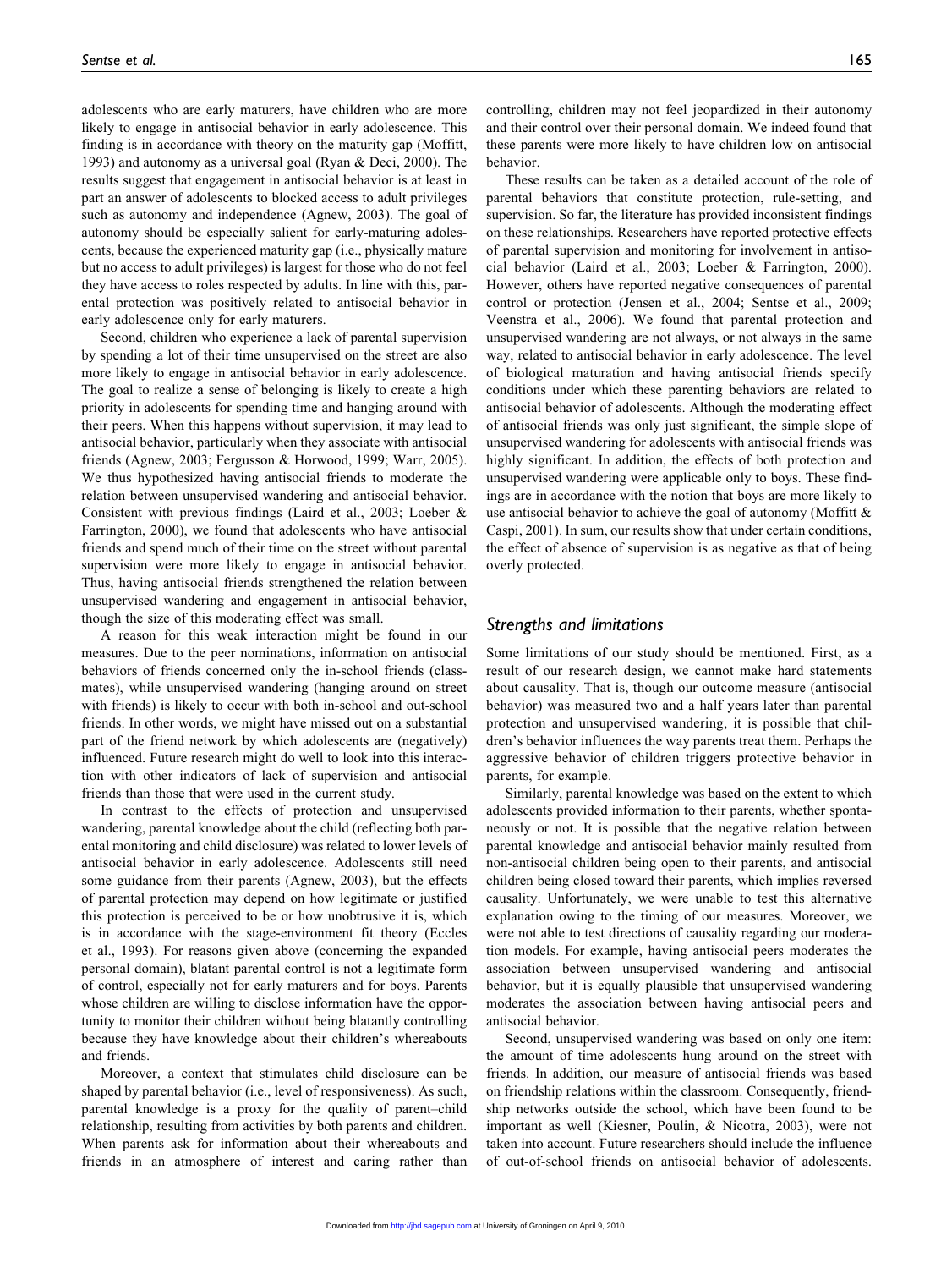adolescents who are early maturers, have children who are more likely to engage in antisocial behavior in early adolescence. This finding is in accordance with theory on the maturity gap (Moffitt, 1993) and autonomy as a universal goal (Ryan & Deci, 2000). The results suggest that engagement in antisocial behavior is at least in part an answer of adolescents to blocked access to adult privileges such as autonomy and independence (Agnew, 2003). The goal of autonomy should be especially salient for early-maturing adolescents, because the experienced maturity gap (i.e., physically mature but no access to adult privileges) is largest for those who do not feel they have access to roles respected by adults. In line with this, parental protection was positively related to antisocial behavior in early adolescence only for early maturers.

Second, children who experience a lack of parental supervision by spending a lot of their time unsupervised on the street are also more likely to engage in antisocial behavior in early adolescence. The goal to realize a sense of belonging is likely to create a high priority in adolescents for spending time and hanging around with their peers. When this happens without supervision, it may lead to antisocial behavior, particularly when they associate with antisocial friends (Agnew, 2003; Fergusson & Horwood, 1999; Warr, 2005). We thus hypothesized having antisocial friends to moderate the relation between unsupervised wandering and antisocial behavior. Consistent with previous findings (Laird et al., 2003; Loeber & Farrington, 2000), we found that adolescents who have antisocial friends and spend much of their time on the street without parental supervision were more likely to engage in antisocial behavior. Thus, having antisocial friends strengthened the relation between unsupervised wandering and engagement in antisocial behavior, though the size of this moderating effect was small.

A reason for this weak interaction might be found in our measures. Due to the peer nominations, information on antisocial behaviors of friends concerned only the in-school friends (classmates), while unsupervised wandering (hanging around on street with friends) is likely to occur with both in-school and out-school friends. In other words, we might have missed out on a substantial part of the friend network by which adolescents are (negatively) influenced. Future research might do well to look into this interaction with other indicators of lack of supervision and antisocial friends than those that were used in the current study.

In contrast to the effects of protection and unsupervised wandering, parental knowledge about the child (reflecting both parental monitoring and child disclosure) was related to lower levels of antisocial behavior in early adolescence. Adolescents still need some guidance from their parents (Agnew, 2003), but the effects of parental protection may depend on how legitimate or justified this protection is perceived to be or how unobtrusive it is, which is in accordance with the stage-environment fit theory (Eccles et al., 1993). For reasons given above (concerning the expanded personal domain), blatant parental control is not a legitimate form of control, especially not for early maturers and for boys. Parents whose children are willing to disclose information have the opportunity to monitor their children without being blatantly controlling because they have knowledge about their children's whereabouts and friends.

Moreover, a context that stimulates child disclosure can be shaped by parental behavior (i.e., level of responsiveness). As such, parental knowledge is a proxy for the quality of parent–child relationship, resulting from activities by both parents and children. When parents ask for information about their whereabouts and friends in an atmosphere of interest and caring rather than controlling, children may not feel jeopardized in their autonomy and their control over their personal domain. We indeed found that these parents were more likely to have children low on antisocial behavior.

These results can be taken as a detailed account of the role of parental behaviors that constitute protection, rule-setting, and supervision. So far, the literature has provided inconsistent findings on these relationships. Researchers have reported protective effects of parental supervision and monitoring for involvement in antisocial behavior (Laird et al., 2003; Loeber & Farrington, 2000). However, others have reported negative consequences of parental control or protection (Jensen et al., 2004; Sentse et al., 2009; Veenstra et al., 2006). We found that parental protection and unsupervised wandering are not always, or not always in the same way, related to antisocial behavior in early adolescence. The level of biological maturation and having antisocial friends specify conditions under which these parenting behaviors are related to antisocial behavior of adolescents. Although the moderating effect of antisocial friends was only just significant, the simple slope of unsupervised wandering for adolescents with antisocial friends was highly significant. In addition, the effects of both protection and unsupervised wandering were applicable only to boys. These findings are in accordance with the notion that boys are more likely to use antisocial behavior to achieve the goal of autonomy (Moffitt & Caspi, 2001). In sum, our results show that under certain conditions, the effect of absence of supervision is as negative as that of being overly protected.

## *Strengths and limitations*

Some limitations of our study should be mentioned. First, as a result of our research design, we cannot make hard statements about causality. That is, though our outcome measure (antisocial behavior) was measured two and a half years later than parental protection and unsupervised wandering, it is possible that children's behavior influences the way parents treat them. Perhaps the aggressive behavior of children triggers protective behavior in parents, for example.

Similarly, parental knowledge was based on the extent to which adolescents provided information to their parents, whether spontaneously or not. It is possible that the negative relation between parental knowledge and antisocial behavior mainly resulted from non-antisocial children being open to their parents, and antisocial children being closed toward their parents, which implies reversed causality. Unfortunately, we were unable to test this alternative explanation owing to the timing of our measures. Moreover, we were not able to test directions of causality regarding our moderation models. For example, having antisocial peers moderates the association between unsupervised wandering and antisocial behavior, but it is equally plausible that unsupervised wandering moderates the association between having antisocial peers and antisocial behavior.

Second, unsupervised wandering was based on only one item: the amount of time adolescents hung around on the street with friends. In addition, our measure of antisocial friends was based on friendship relations within the classroom. Consequently, friendship networks outside the school, which have been found to be important as well (Kiesner, Poulin, & Nicotra, 2003), were not taken into account. Future researchers should include the influence of out-of-school friends on antisocial behavior of adolescents.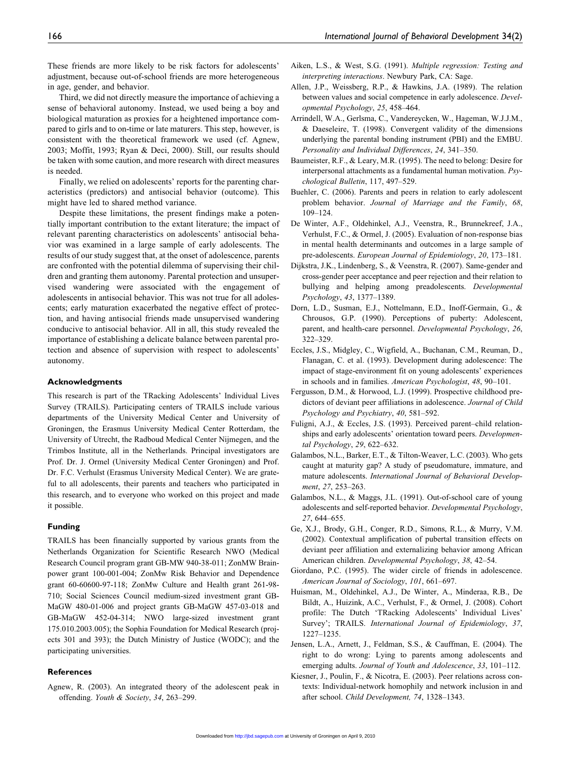These friends are more likely to be risk factors for adolescents' adjustment, because out-of-school friends are more heterogeneous in age, gender, and behavior.

Third, we did not directly measure the importance of achieving a sense of behavioral autonomy. Instead, we used being a boy and biological maturation as proxies for a heightened importance compared to girls and to on-time or late maturers. This step, however, is consistent with the theoretical framework we used (cf. Agnew, 2003; Moffit, 1993; Ryan & Deci, 2000). Still, our results should be taken with some caution, and more research with direct measures is needed.

Finally, we relied on adolescents' reports for the parenting characteristics (predictors) and antisocial behavior (outcome). This might have led to shared method variance.

Despite these limitations, the present findings make a potentially important contribution to the extant literature; the impact of relevant parenting characteristics on adolescents' antisocial behavior was examined in a large sample of early adolescents. The results of our study suggest that, at the onset of adolescence, parents are confronted with the potential dilemma of supervising their children and granting them autonomy. Parental protection and unsupervised wandering were associated with the engagement of adolescents in antisocial behavior. This was not true for all adolescents; early maturation exacerbated the negative effect of protection, and having antisocial friends made unsupervised wandering conducive to antisocial behavior. All in all, this study revealed the importance of establishing a delicate balance between parental protection and absence of supervision with respect to adolescents' autonomy.

#### Acknowledgments

This research is part of the TRacking Adolescents' Individual Lives Survey (TRAILS). Participating centers of TRAILS include various departments of the University Medical Center and University of Groningen, the Erasmus University Medical Center Rotterdam, the University of Utrecht, the Radboud Medical Center Nijmegen, and the Trimbos Institute, all in the Netherlands. Principal investigators are Prof. Dr. J. Ormel (University Medical Center Groningen) and Prof. Dr. F.C. Verhulst (Erasmus University Medical Center). We are grateful to all adolescents, their parents and teachers who participated in this research, and to everyone who worked on this project and made it possible.

#### Funding

TRAILS has been financially supported by various grants from the Netherlands Organization for Scientific Research NWO (Medical Research Council program grant GB-MW 940-38-011; ZonMW Brainpower grant 100-001-004; ZonMw Risk Behavior and Dependence grant 60-60600-97-118; ZonMw Culture and Health grant 261-98-710; Social Sciences Council medium-sized investment grant GB-MaGW 480-01-006 and project grants GB-MaGW 457-03-018 and GB-MaGW 452-04-314; NWO large-sized investment grant 175.010.2003.005); the Sophia Foundation for Medical Research (projects 301 and 393); the Dutch Ministry of Justice (WODC); and the participating universities.

#### References

Agnew, R. (2003). An integrated theory of the adolescent peak in offending. *Youth & Society*, *34*, 263–299.

Aiken, L.S., & West, S.G. (1991). *Multiple regression: Testing and interpreting interactions*. Newbury Park, CA: Sage.

Allen, J.P., Weissberg, R.P., & Hawkins, J.A. (1989). The relation between values and social competence in early adolescence. *Developmental Psychology*, *25*, 458–464.

Arrindell, W.A., Gerlsma, C., Vandereycken, W., Hageman, W.J.J.M., & Daeseleire, T. (1998). Convergent validity of the dimensions underlying the parental bonding instrument (PBI) and the EMBU. *Personality and Individual Differences*, *24*, 341–350.

Baumeister, R.F., & Leary, M.R. (1995). The need to belong: Desire for interpersonal attachments as a fundamental human motivation. *Psychological Bulletin*, 117, 497–529.

Buehler, C. (2006). Parents and peers in relation to early adolescent problem behavior. *Journal of Marriage and the Family*, *68*, 109–124.

De Winter, A.F., Oldehinkel, A.J., Veenstra, R., Brunnekreef, J.A., Verhulst, F.C., & Ormel, J. (2005). Evaluation of non-response bias in mental health determinants and outcomes in a large sample of pre-adolescents. *European Journal of Epidemiology*, *20*, 173–181.

Dijkstra, J.K., Lindenberg, S., & Veenstra, R. (2007). Same-gender and cross-gender peer acceptance and peer rejection and their relation to bullying and helping among preadolescents. *Developmental Psychology*, *43*, 1377–1389.

Dorn, L.D., Susman, E.J., Nottelmann, E.D., Inoff-Germain, G., & Chrousos, G.P. (1990). Perceptions of puberty: Adolescent, parent, and health-care personnel. *Developmental Psychology*, *26*, 322–329.

Eccles, J.S., Midgley, C., Wigfield, A., Buchanan, C.M., Reuman, D., Flanagan, C. et al. (1993). Development during adolescence: The impact of stage-environment fit on young adolescents' experiences in schools and in families. *American Psychologist*, *48*, 90–101.

Fergusson, D.M., & Horwood, L.J. (1999). Prospective childhood predictors of deviant peer affiliations in adolescence. *Journal of Child Psychology and Psychiatry*, *40*, 581–592.

Fuligni, A.J., & Eccles, J.S. (1993). Perceived parent–child relationships and early adolescents' orientation toward peers. *Developmental Psychology*, *29*, 622–632.

Galambos, N.L., Barker, E.T., & Tilton-Weaver, L.C. (2003). Who gets caught at maturity gap? A study of pseudomature, immature, and mature adolescents. *International Journal of Behavioral Development*, *27*, 253–263.

Galambos, N.L., & Maggs, J.L. (1991). Out-of-school care of young adolescents and self-reported behavior. *Developmental Psychology*, *27*, 644–655.

Ge, X.J., Brody, G.H., Conger, R.D., Simons, R.L., & Murry, V.M. (2002). Contextual amplification of pubertal transition effects on deviant peer affiliation and externalizing behavior among African American children. *Developmental Psychology*, *38*, 42–54.

Giordano, P.C. (1995). The wider circle of friends in adolescence. *American Journal of Sociology*, *101*, 661–697.

Huisman, M., Oldehinkel, A.J., De Winter, A., Minderaa, R.B., De Bildt, A., Huizink, A.C., Verhulst, F., & Ormel, J. (2008). Cohort profile: The Dutch 'TRacking Adolescents' Individual Lives' Survey'; TRAILS. *International Journal of Epidemiology*, *37*, 1227–1235.

Jensen, L.A., Arnett, J., Feldman, S.S., & Cauffman, E. (2004). The right to do wrong: Lying to parents among adolescents and emerging adults. *Journal of Youth and Adolescence*, *33*, 101–112.

Kiesner, J., Poulin, F., & Nicotra, E. (2003). Peer relations across contexts: Individual-network homophily and network inclusion in and after school. *Child Development, 74*, 1328–1343.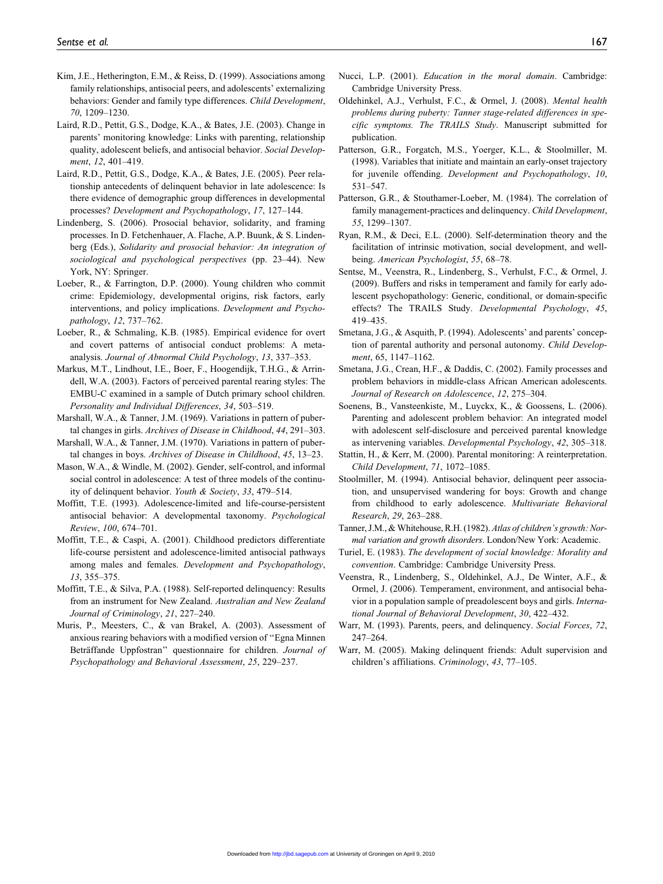Kim, J.E., Hetherington, E.M., & Reiss, D. (1999). Associations among family relationships, antisocial peers, and adolescents' externalizing behaviors: Gender and family type differences. *Child Development*, *70*, 1209–1230.

Laird, R.D., Pettit, G.S., Dodge, K.A., & Bates, J.E. (2003). Change in parents' monitoring knowledge: Links with parenting, relationship quality, adolescent beliefs, and antisocial behavior. *Social Development*, *12*, 401–419.

Laird, R.D., Pettit, G.S., Dodge, K.A., & Bates, J.E. (2005). Peer relationship antecedents of delinquent behavior in late adolescence: Is there evidence of demographic group differences in developmental processes? *Development and Psychopathology*, *17*, 127–144.

Lindenberg, S. (2006). Prosocial behavior, solidarity, and framing processes. In D. Fetchenhauer, A. Flache, A.P. Buunk, & S. Lindenberg (Eds.), *Solidarity and prosocial behavior: An integration of sociological and psychological perspectives* (pp. 23–44). New York, NY: Springer.

Loeber, R., & Farrington, D.P. (2000). Young children who commit crime: Epidemiology, developmental origins, risk factors, early interventions, and policy implications. *Development and Psychopathology*, *12*, 737–762.

Loeber, R., & Schmaling, K.B. (1985). Empirical evidence for overt and covert patterns of antisocial conduct problems: A meta-analysis. *Journal of Abnormal Child Psychology*, *13*, 337–353.

Markus, M.T., Lindhout, I.E., Boer, F., Hoogendijk, T.H.G., & Arrindell, W.A. (2003). Factors of perceived parental rearing styles: The EMBU-C examined in a sample of Dutch primary school children. *Personality and Individual Differences*, *34*, 503–519.

Marshall, W.A., & Tanner, J.M. (1969). Variations in pattern of pubertal changes in girls. *Archives of Disease in Childhood*, *44*, 291–303.

Marshall, W.A., & Tanner, J.M. (1970). Variations in pattern of pubertal changes in boys. *Archives of Disease in Childhood*, *45*, 13–23.

Mason, W.A., & Windle, M. (2002). Gender, self-control, and informal social control in adolescence: A test of three models of the continuity of delinquent behavior. *Youth & Society*, *33*, 479–514.

Moffitt, T.E. (1993). Adolescence-limited and life-course-persistent antisocial behavior: A developmental taxonomy. *Psychological Review*, *100*, 674–701.

Moffitt, T.E., & Caspi, A. (2001). Childhood predictors differentiate life-course persistent and adolescence-limited antisocial pathways among males and females. *Development and Psychopathology*, *13*, 355–375.

Moffitt, T.E., & Silva, P.A. (1988). Self-reported delinquency: Results from an instrument for New Zealand. *Australian and New Zealand Journal of Criminology*, *21*, 227–240.

Muris, P., Meesters, C., & van Brakel, A. (2003). Assessment of anxious rearing behaviors with a modified version of "Egna Minnen Beträffande Uppfostran" questionnaire for children. *Journal of Psychopathology and Behavioral Assessment*, *25*, 229–237.

Nucci, L.P. (2001). *Education in the moral domain*. Cambridge: Cambridge University Press.

Oldehinkel, A.J., Verhulst, F.C., & Ormel, J. (2008). *Mental health problems during puberty: Tanner stage-related differences in specific symptoms. The TRAILS Study*. Manuscript submitted for publication.

Patterson, G.R., Forgatch, M.S., Yoerger, K.L., & Stoolmiller, M. (1998). Variables that initiate and maintain an early-onset trajectory for juvenile offending. *Development and Psychopathology*, *10*, 531–547.

Patterson, G.R., & Stouthamer-Loeber, M. (1984). The correlation of family management-practices and delinquency. *Child Development*, *55*, 1299–1307.

Ryan, R.M., & Deci, E.L. (2000). Self-determination theory and the facilitation of intrinsic motivation, social development, and well-being. *American Psychologist*, *55*, 68–78.

Sentse, M., Veenstra, R., Lindenberg, S., Verhulst, F.C., & Ormel, J. (2009). Buffers and risks in temperament and family for early adolescent psychopathology: Generic, conditional, or domain-specific effects? The TRAILS Study. *Developmental Psychology*, *45*, 419–435.

Smetana, J.G., & Asquith, P. (1994). Adolescents' and parents' conception of parental authority and personal autonomy. *Child Development*, 65, 1147–1162.

Smetana, J.G., Crean, H.F., & Daddis, C. (2002). Family processes and problem behaviors in middle-class African American adolescents. *Journal of Research on Adolescence*, *12*, 275–304.

Soenens, B., Vansteenkiste, M., Luyckx, K., & Goossens, L. (2006). Parenting and adolescent problem behavior: An integrated model with adolescent self-disclosure and perceived parental knowledge as intervening variables. *Developmental Psychology*, *42*, 305–318.

Stattin, H., & Kerr, M. (2000). Parental monitoring: A reinterpretation. *Child Development*, *71*, 1072–1085.

Stoolmiller, M. (1994). Antisocial behavior, delinquent peer association, and unsupervised wandering for boys: Growth and change from childhood to early adolescence. *Multivariate Behavioral Research*, *29*, 263–288.

Tanner, J.M., & Whitehouse, R.H. (1982). *Atlas of children's growth: Normal variation and growth disorders*. London/New York: Academic.

Turiel, E. (1983). *The development of social knowledge: Morality and convention*. Cambridge: Cambridge University Press.

Veenstra, R., Lindenberg, S., Oldehinkel, A.J., De Winter, A.F., & Ormel, J. (2006). Temperament, environment, and antisocial behavior in a population sample of preadolescent boys and girls. *International Journal of Behavioral Development*, *30*, 422–432.

Warr, M. (1993). Parents, peers, and delinquency. *Social Forces*, *72*, 247–264.

Warr, M. (2005). Making delinquent friends: Adult supervision and children's affiliations. *Criminology*, *43*, 77–105.